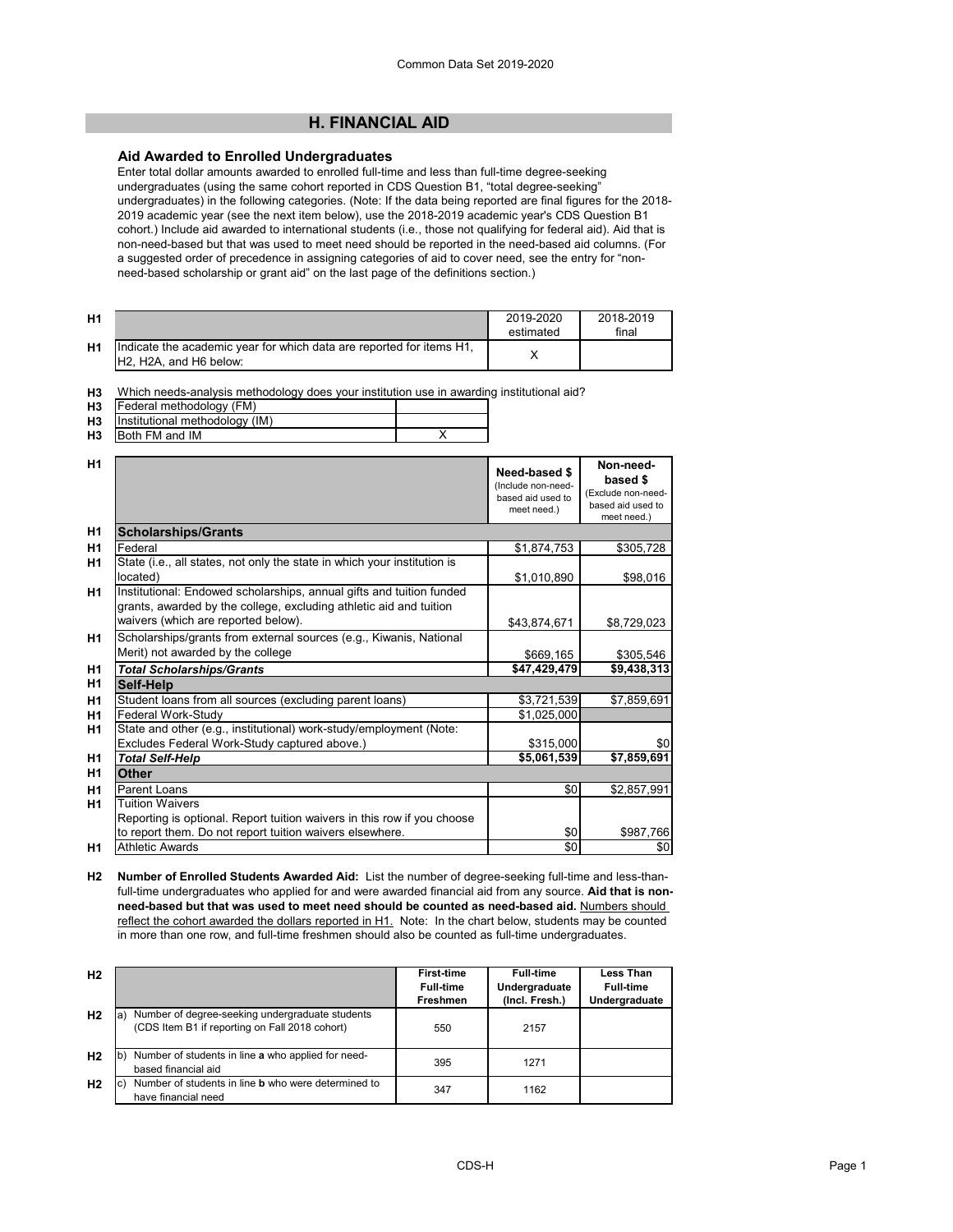## H. FINANCIAL AID

### Aid Awarded to Enrolled Undergraduates

Enter total dollar amounts awarded to enrolled full-time and less than full-time degree-seeking undergraduates (using the same cohort reported in CDS Question B1, "total degree-seeking" undergraduates) in the following categories. (Note: If the data being reported are final figures for the 2018-2019 academic year (see the next item below), use the 2018-2019 academic year's CDS Question B1 cohort.) Include aid awarded to international students (i.e., those not qualifying for federal aid). Aid that is non-need-based but that was used to meet need should be reported in the need-based aid columns. (For a suggested order of precedence in assigning categories of aid to cover need, see the entry for "non-need-based scholarship or grant aid" on the last page of the definitions section.)

| | | 2019-2020 estimated | 2018-2019 final |
|---|---|---|---|
| H1 | Indicate the academic year for which data are reported for items H1, H2, H2A, and H6 below: | X | |

**H3** Which needs-analysis methodology does your institution use in awarding institutional aid?

| | | |
|---|---|---|
| H3 | Federal methodology (FM) | |
| H3 | Institutional methodology (IM) | |
| H3 | Both FM and IM | X |

| | | Need-based $ (Include non-need-based aid used to meet need.) | Non-need-based $ (Exclude non-need-based aid used to meet need.) |
|---|---|---|---|
| H1 | **Scholarships/Grants** | | |
| H1 | Federal | $1,874,753 | $305,728 |
| H1 | State (i.e., all states, not only the state in which your institution is located) | $1,010,890 | $98,016 |
| H1 | Institutional: Endowed scholarships, annual gifts and tuition funded grants, awarded by the college, excluding athletic aid and tuition waivers (which are reported below). | $43,874,671 | $8,729,023 |
| H1 | Scholarships/grants from external sources (e.g., Kiwanis, National Merit) not awarded by the college | $669,165 | $305,546 |
| H1 | ***Total Scholarships/Grants*** | **$47,429,479** | **$9,438,313** |
| H1 | **Self-Help** | | |
| H1 | Student loans from all sources (excluding parent loans) | $3,721,539 | $7,859,691 |
| H1 | Federal Work-Study | $1,025,000 | |
| H1 | State and other (e.g., institutional) work-study/employment (Note: Excludes Federal Work-Study captured above.) | $315,000 | $0 |
| H1 | ***Total Self-Help*** | **$5,061,539** | **$7,859,691** |
| H1 | **Other** | | |
| H1 | Parent Loans | $0 | $2,857,991 |
| H1 | Tuition Waivers<br>Reporting is optional. Report tuition waivers in this row if you choose to report them. Do not report tuition waivers elsewhere. | $0 | $987,766 |
| H1 | Athletic Awards | $0 | $0 |

**H2** **Number of Enrolled Students Awarded Aid:** List the number of degree-seeking full-time and less-than-full-time undergraduates who applied for and were awarded financial aid from any source. **Aid that is non-need-based but that was used to meet need should be counted as need-based aid.** Numbers should reflect the cohort awarded the dollars reported in H1. Note: In the chart below, students may be counted in more than one row, and full-time freshmen should also be counted as full-time undergraduates.

| | | First-time Full-time Freshmen | Full-time Undergraduate (Incl. Fresh.) | Less Than Full-time Undergraduate |
|---|---|---|---|---|
| H2 | a) Number of degree-seeking undergraduate students (CDS Item B1 if reporting on Fall 2018 cohort) | 550 | 2157 | |
| H2 | b) Number of students in line **a** who applied for need-based financial aid | 395 | 1271 | |
| H2 | c) Number of students in line **b** who were determined to have financial need | 347 | 1162 | |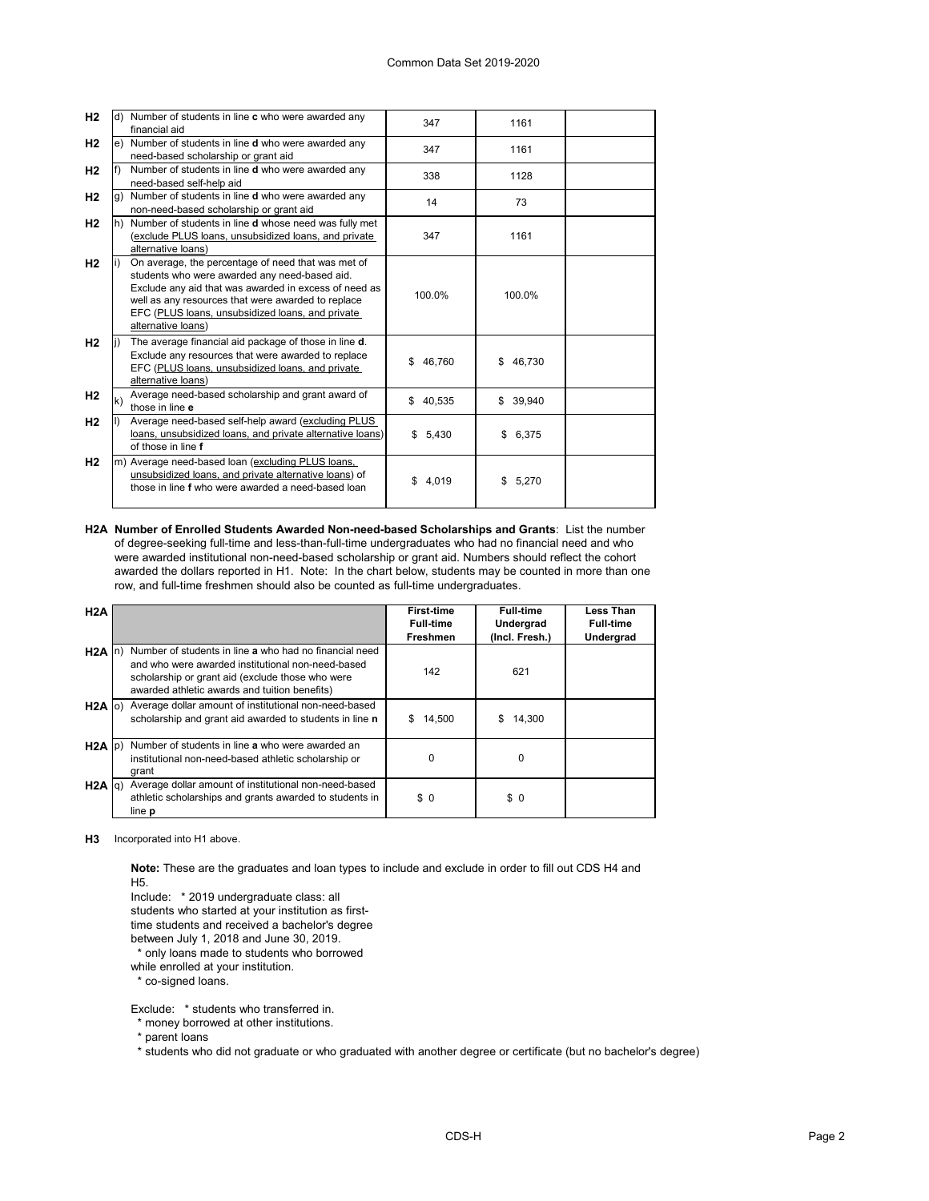| | | | | | |
|---|---|---|---|---|---|
| H2 | d) | Number of students in line **c** who were awarded any financial aid | 347 | 1161 | |
| H2 | e) | Number of students in line **d** who were awarded any need-based scholarship or grant aid | 347 | 1161 | |
| H2 | f) | Number of students in line **d** who were awarded any need-based self-help aid | 338 | 1128 | |
| H2 | g) | Number of students in line **d** who were awarded any non-need-based scholarship or grant aid | 14 | 73 | |
| H2 | h) | Number of students in line **d** whose need was fully met (exclude PLUS loans, unsubsidized loans, and private alternative loans) | 347 | 1161 | |
| H2 | i) | On average, the percentage of need that was met of students who were awarded any need-based aid. Exclude any aid that was awarded in excess of need as well as any resources that were awarded to replace EFC (PLUS loans, unsubsidized loans, and private alternative loans) | 100.0% | 100.0% | |
| H2 | j) | The average financial aid package of those in line **d**. Exclude any resources that were awarded to replace EFC (PLUS loans, unsubsidized loans, and private alternative loans) | $ 46,760 | $ 46,730 | |
| H2 | k) | Average need-based scholarship and grant award of those in line **e** | $ 40,535 | $ 39,940 | |
| H2 | l) | Average need-based self-help award (excluding PLUS loans, unsubsidized loans, and private alternative loans) of those in line **f** | $ 5,430 | $ 6,375 | |
| H2 | m) | Average need-based loan (excluding PLUS loans, unsubsidized loans, and private alternative loans) of those in line **f** who were awarded a need-based loan | $ 4,019 | $ 5,270 | |

**H2A Number of Enrolled Students Awarded Non-need-based Scholarships and Grants**: List the number of degree-seeking full-time and less-than-full-time undergraduates who had no financial need and who were awarded institutional non-need-based scholarship or grant aid. Numbers should reflect the cohort awarded the dollars reported in H1. Note: In the chart below, students may be counted in more than one row, and full-time freshmen should also be counted as full-time undergraduates.

| H2A | | | First-time Full-time Freshmen | Full-time Undergrad (Incl. Fresh.) | Less Than Full-time Undergrad |
|---|---|---|---|---|---|
| H2A | n) | Number of students in line **a** who had no financial need and who were awarded institutional non-need-based scholarship or grant aid (exclude those who were awarded athletic awards and tuition benefits) | 142 | 621 | |
| H2A | o) | Average dollar amount of institutional non-need-based scholarship and grant aid awarded to students in line **n** | $ 14,500 | $ 14,300 | |
| H2A | p) | Number of students in line **a** who were awarded an institutional non-need-based athletic scholarship or grant | 0 | 0 | |
| H2A | q) | Average dollar amount of institutional non-need-based athletic scholarships and grants awarded to students in line **p** | $ 0 | $ 0 | |

**H3** Incorporated into H1 above.

**Note:** These are the graduates and loan types to include and exclude in order to fill out CDS H4 and H5.

Include: * 2019 undergraduate class: all students who started at your institution as first-time students and received a bachelor's degree between July 1, 2018 and June 30, 2019.
* only loans made to students who borrowed while enrolled at your institution.
* co-signed loans.

Exclude: * students who transferred in.
* money borrowed at other institutions.
* parent loans
* students who did not graduate or who graduated with another degree or certificate (but no bachelor's degree)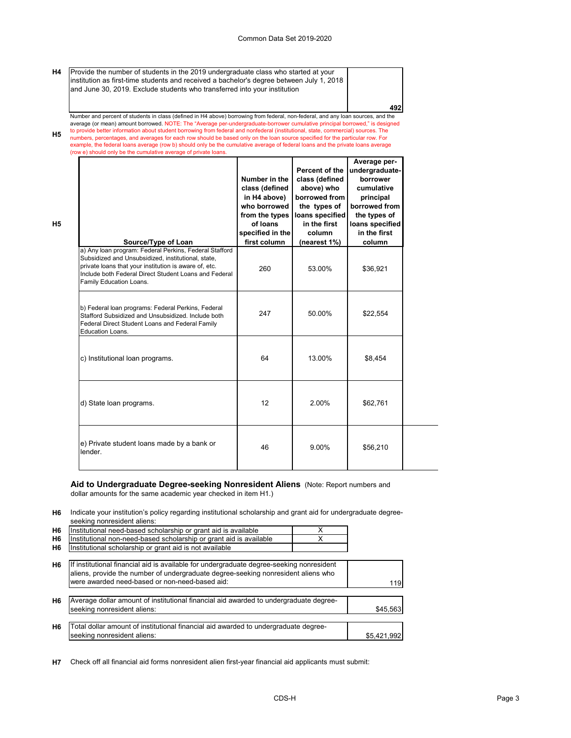**H4** Provide the number of students in the 2019 undergraduate class who started at your institution as first-time students and received a bachelor's degree between July 1, 2018 and June 30, 2019. Exclude students who transferred into your institution

| | |
|---|---|
| Provide the number of students in the 2019 undergraduate class who started at your institution as first-time students and received a bachelor's degree between July 1, 2018 and June 30, 2019. Exclude students who transferred into your institution | 492 |

**H5** Number and percent of students in class (defined in H4 above) borrowing from federal, non-federal, and any loan sources, and the average (or mean) amount borrowed. NOTE: The "Average per-undergraduate-borrower cumulative principal borrowed," is designed to provide better information about student borrowing from federal and nonfederal (institutional, state, commercial) sources. The numbers, percentages, and averages for each row should be based only on the loan source specified for the particular row. For example, the federal loans average (row b) should only be the cumulative average of federal loans and the private loans average (row e) should only be the cumulative average of private loans.

**H5**

| Source/Type of Loan | Number in the class (defined in H4 above) who borrowed from the types of loans specified in the first column | Percent of the class (defined above) who borrowed from the types of loans specified in the first column (nearest 1%) | Average per-undergraduate-borrower cumulative principal borrowed from the types of loans specified in the first column |
|---|---|---|---|
| a) Any loan program: Federal Perkins, Federal Stafford Subsidized and Unsubsidized, institutional, state, private loans that your institution is aware of, etc. Include both Federal Direct Student Loans and Federal Family Education Loans. | 260 | 53.00% | $36,921 |
| b) Federal loan programs: Federal Perkins, Federal Stafford Subsidized and Unsubsidized. Include both Federal Direct Student Loans and Federal Family Education Loans. | 247 | 50.00% | $22,554 |
| c) Institutional loan programs. | 64 | 13.00% | $8,454 |
| d) State loan programs. | 12 | 2.00% | $62,761 |
| e) Private student loans made by a bank or lender. | 46 | 9.00% | $56,210 |

## Aid to Undergraduate Degree-seeking Nonresident Aliens

(Note: Report numbers and dollar amounts for the same academic year checked in item H1.)

**H6** Indicate your institution's policy regarding institutional scholarship and grant aid for undergraduate degree-seeking nonresident aliens:

| | | |
|---|---|---|
| H6 | Institutional need-based scholarship or grant aid is available | X |
| H6 | Institutional non-need-based scholarship or grant aid is available | X |
| H6 | Institutional scholarship or grant aid is not available | |

| | | |
|---|---|---|
| H6 | If institutional financial aid is available for undergraduate degree-seeking nonresident aliens, provide the number of undergraduate degree-seeking nonresident aliens who were awarded need-based or non-need-based aid: | 119 |
| H6 | Average dollar amount of institutional financial aid awarded to undergraduate degree-seeking nonresident aliens: | $45,563 |
| H6 | Total dollar amount of institutional financial aid awarded to undergraduate degree-seeking nonresident aliens: | $5,421,992 |

**H7** Check off all financial aid forms nonresident alien first-year financial aid applicants must submit: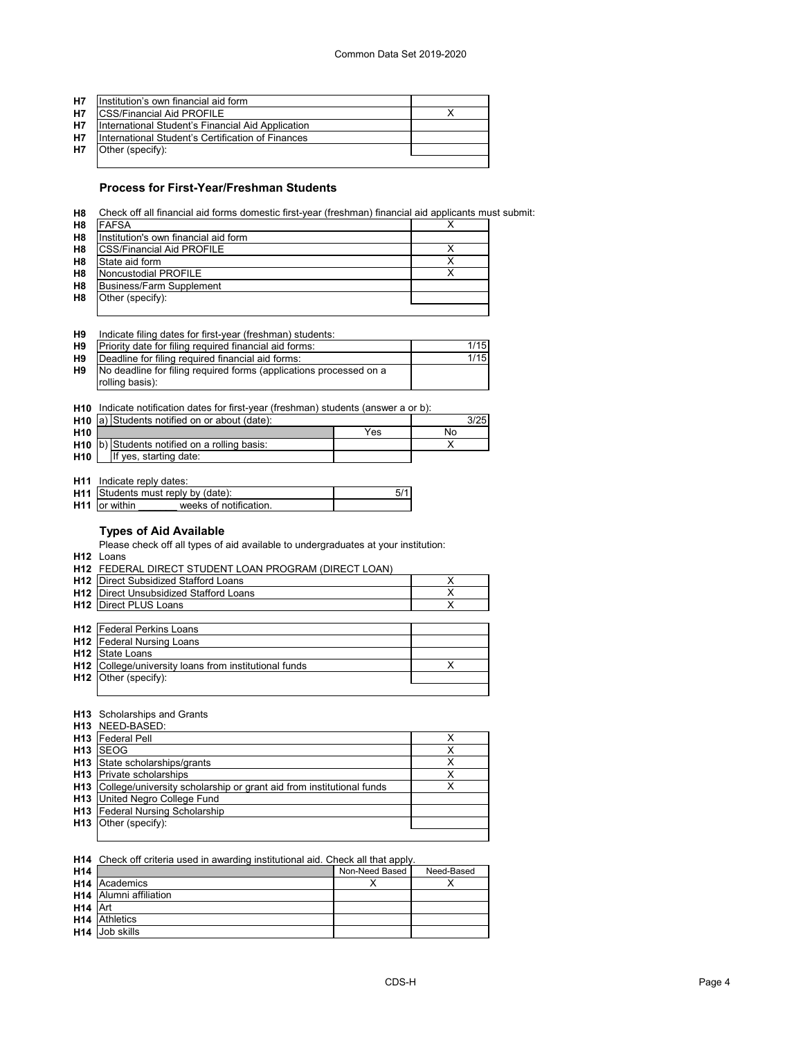| | | |
|---|---|---|
| H7 | Institution's own financial aid form | |
| H7 | CSS/Financial Aid PROFILE | X |
| H7 | International Student's Financial Aid Application | |
| H7 | International Student's Certification of Finances | |
| H7 | Other (specify): | |

### Process for First-Year/Freshman Students

H8 Check off all financial aid forms domestic first-year (freshman) financial aid applicants must submit:

| | | |
|---|---|---|
| H8 | FAFSA | X |
| H8 | Institution's own financial aid form | |
| H8 | CSS/Financial Aid PROFILE | X |
| H8 | State aid form | X |
| H8 | Noncustodial PROFILE | X |
| H8 | Business/Farm Supplement | |
| H8 | Other (specify): | |

H9 Indicate filing dates for first-year (freshman) students:

| | | |
|---|---|---|
| H9 | Priority date for filing required financial aid forms: | 1/15 |
| H9 | Deadline for filing required financial aid forms: | 1/15 |
| H9 | No deadline for filing required forms (applications processed on a rolling basis): | |

H10 Indicate notification dates for first-year (freshman) students (answer a or b):

| | | | |
|---|---|---|---|
| H10 | a) Students notified on or about (date): | | 3/25 |
| H10 | | Yes | No |
| H10 | b) Students notified on a rolling basis: | | X |
| H10 | If yes, starting date: | | |

H11 Indicate reply dates:

| | | |
|---|---|---|
| H11 | Students must reply by (date): | 5/1 |
| H11 | or within _______ weeks of notification. | |

### Types of Aid Available

Please check off all types of aid available to undergraduates at your institution:

H12 Loans

H12 FEDERAL DIRECT STUDENT LOAN PROGRAM (DIRECT LOAN)

| | | |
|---|---|---|
| H12 | Direct Subsidized Stafford Loans | X |
| H12 | Direct Unsubsidized Stafford Loans | X |
| H12 | Direct PLUS Loans | X |
| H12 | Federal Perkins Loans | |
| H12 | Federal Nursing Loans | |
| H12 | State Loans | |
| H12 | College/university loans from institutional funds | X |
| H12 | Other (specify): | |

H13 Scholarships and Grants

H13 NEED-BASED:

| | | |
|---|---|---|
| H13 | Federal Pell | X |
| H13 | SEOG | X |
| H13 | State scholarships/grants | X |
| H13 | Private scholarships | X |
| H13 | College/university scholarship or grant aid from institutional funds | X |
| H13 | United Negro College Fund | |
| H13 | Federal Nursing Scholarship | |
| H13 | Other (specify): | |

H14 Check off criteria used in awarding institutional aid. Check all that apply.

| | | Non-Need Based | Need-Based |
|---|---|---|---|
| H14 | Academics | X | X |
| H14 | Alumni affiliation | | |
| H14 | Art | | |
| H14 | Athletics | | |
| H14 | Job skills | | |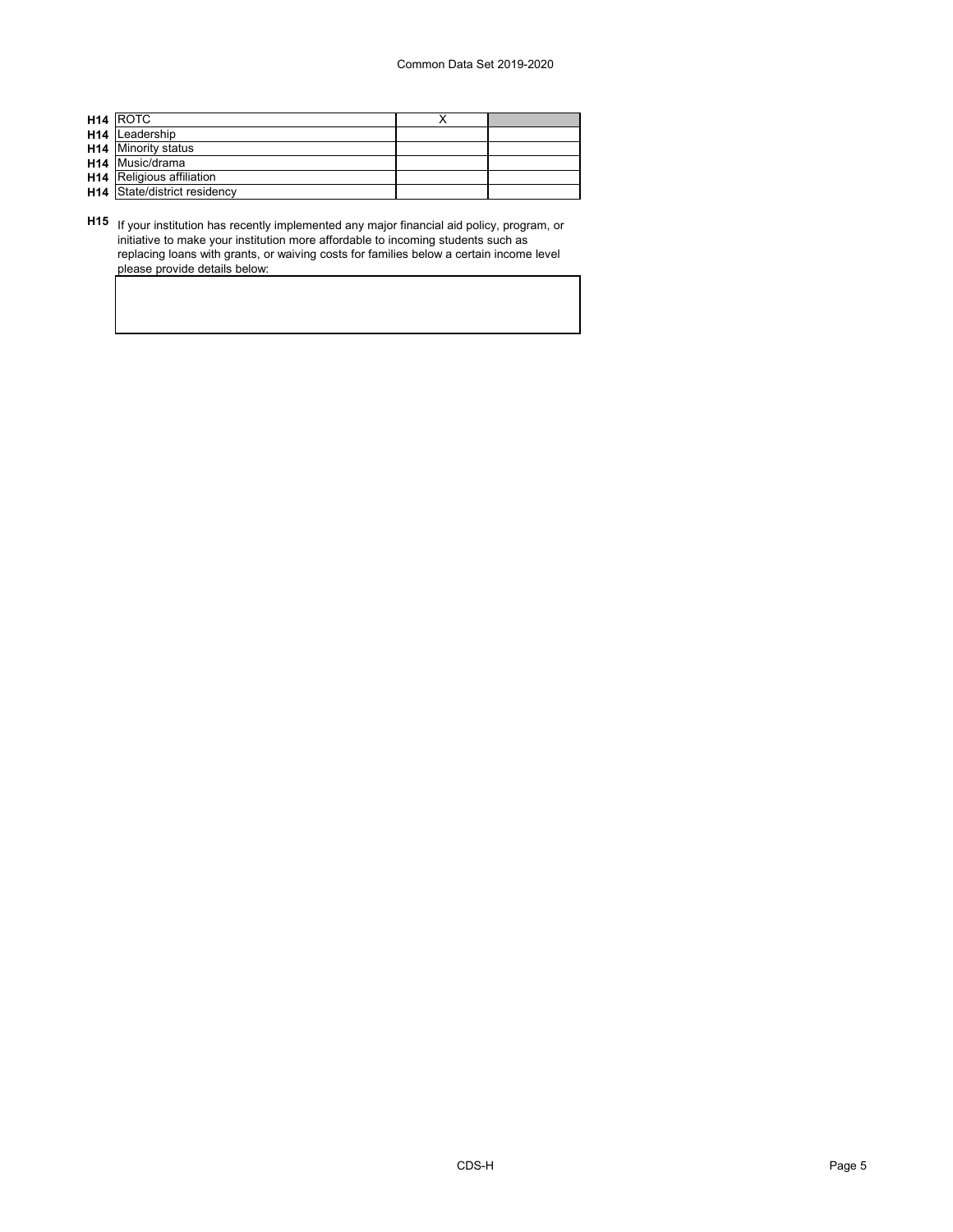| | | | |
|---|---|---|---|
| H14 | ROTC | X | |
| H14 | Leadership | | |
| H14 | Minority status | | |
| H14 | Music/drama | | |
| H14 | Religious affiliation | | |
| H14 | State/district residency | | |

**H15** If your institution has recently implemented any major financial aid policy, program, or initiative to make your institution more affordable to incoming students such as replacing loans with grants, or waiving costs for families below a certain income level please provide details below: